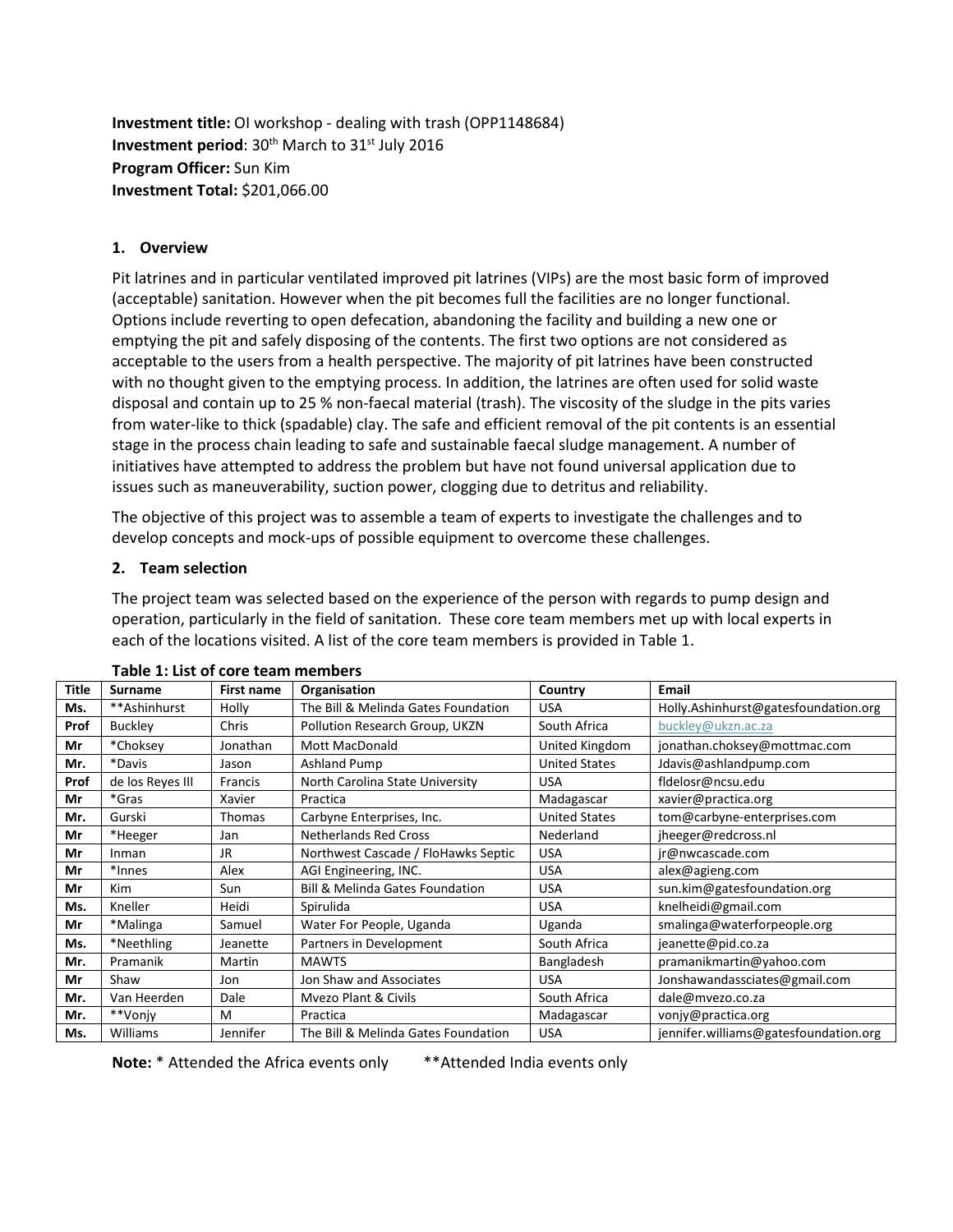**Investment title:** OI workshop - dealing with trash (OPP1148684)
**Investment period**: 30th March to 31st July 2016
**Program Officer:** Sun Kim
**Investment Total:** $201,066.00

## 1. Overview

Pit latrines and in particular ventilated improved pit latrines (VIPs) are the most basic form of improved (acceptable) sanitation. However when the pit becomes full the facilities are no longer functional. Options include reverting to open defecation, abandoning the facility and building a new one or emptying the pit and safely disposing of the contents. The first two options are not considered as acceptable to the users from a health perspective. The majority of pit latrines have been constructed with no thought given to the emptying process. In addition, the latrines are often used for solid waste disposal and contain up to 25 % non-faecal material (trash). The viscosity of the sludge in the pits varies from water-like to thick (spadable) clay. The safe and efficient removal of the pit contents is an essential stage in the process chain leading to safe and sustainable faecal sludge management. A number of initiatives have attempted to address the problem but have not found universal application due to issues such as maneuverability, suction power, clogging due to detritus and reliability.

The objective of this project was to assemble a team of experts to investigate the challenges and to develop concepts and mock-ups of possible equipment to overcome these challenges.

## 2. Team selection

The project team was selected based on the experience of the person with regards to pump design and operation, particularly in the field of sanitation. These core team members met up with local experts in each of the locations visited. A list of the core team members is provided in Table 1.

**Table 1: List of core team members**

| Title | Surname | First name | Organisation | Country | Email |
|---|---|---|---|---|---|
| Ms. | **Ashinhurst | Holly | The Bill & Melinda Gates Foundation | USA | Holly.Ashinhurst@gatesfoundation.org |
| Prof | Buckley | Chris | Pollution Research Group, UKZN | South Africa | buckley@ukzn.ac.za |
| Mr | *Choksey | Jonathan | Mott MacDonald | United Kingdom | jonathan.choksey@mottmac.com |
| Mr. | *Davis | Jason | Ashland Pump | United States | Jdavis@ashlandpump.com |
| Prof | de los Reyes III | Francis | North Carolina State University | USA | fldelosr@ncsu.edu |
| Mr | *Gras | Xavier | Practica | Madagascar | xavier@practica.org |
| Mr. | Gurski | Thomas | Carbyne Enterprises, Inc. | United States | tom@carbyne-enterprises.com |
| Mr | *Heeger | Jan | Netherlands Red Cross | Nederland | jheeger@redcross.nl |
| Mr | Inman | JR | Northwest Cascade / FloHawks Septic | USA | jr@nwcascade.com |
| Mr | *Innes | Alex | AGI Engineering, INC. | USA | alex@agieng.com |
| Mr | Kim | Sun | Bill & Melinda Gates Foundation | USA | sun.kim@gatesfoundation.org |
| Ms. | Kneller | Heidi | Spirulida | USA | knelheidi@gmail.com |
| Mr | *Malinga | Samuel | Water For People, Uganda | Uganda | smalinga@waterforpeople.org |
| Ms. | *Neethling | Jeanette | Partners in Development | South Africa | jeanette@pid.co.za |
| Mr. | Pramanik | Martin | MAWTS | Bangladesh | pramanikmartin@yahoo.com |
| Mr | Shaw | Jon | Jon Shaw and Associates | USA | Jonshawandassciates@gmail.com |
| Mr. | Van Heerden | Dale | Mvezo Plant & Civils | South Africa | dale@mvezo.co.za |
| Mr. | **Vonjy | M | Practica | Madagascar | vonjy@practica.org |
| Ms. | Williams | Jennifer | The Bill & Melinda Gates Foundation | USA | jennifer.williams@gatesfoundation.org |

**Note:** * Attended the Africa events only **Attended India events only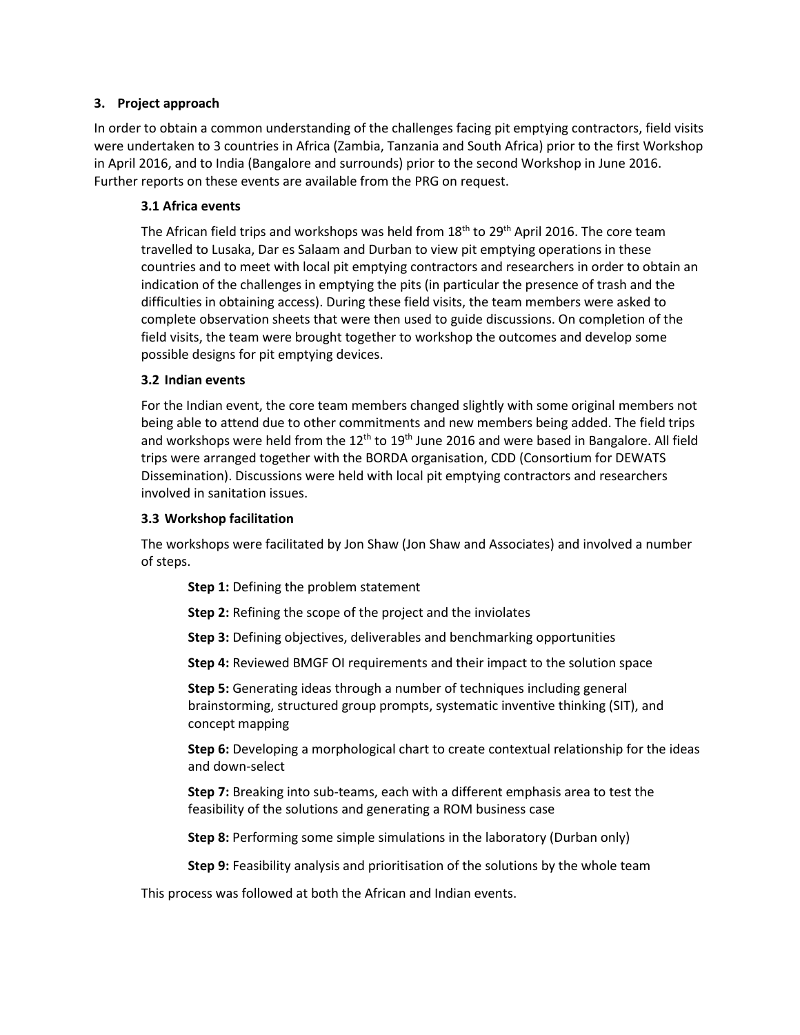## 3. Project approach

In order to obtain a common understanding of the challenges facing pit emptying contractors, field visits were undertaken to 3 countries in Africa (Zambia, Tanzania and South Africa) prior to the first Workshop in April 2016, and to India (Bangalore and surrounds) prior to the second Workshop in June 2016. Further reports on these events are available from the PRG on request.

### 3.1 Africa events

The African field trips and workshops was held from 18th to 29th April 2016. The core team travelled to Lusaka, Dar es Salaam and Durban to view pit emptying operations in these countries and to meet with local pit emptying contractors and researchers in order to obtain an indication of the challenges in emptying the pits (in particular the presence of trash and the difficulties in obtaining access). During these field visits, the team members were asked to complete observation sheets that were then used to guide discussions. On completion of the field visits, the team were brought together to workshop the outcomes and develop some possible designs for pit emptying devices.

### 3.2 Indian events

For the Indian event, the core team members changed slightly with some original members not being able to attend due to other commitments and new members being added. The field trips and workshops were held from the 12th to 19th June 2016 and were based in Bangalore. All field trips were arranged together with the BORDA organisation, CDD (Consortium for DEWATS Dissemination). Discussions were held with local pit emptying contractors and researchers involved in sanitation issues.

### 3.3 Workshop facilitation

The workshops were facilitated by Jon Shaw (Jon Shaw and Associates) and involved a number of steps.

**Step 1:** Defining the problem statement

**Step 2:** Refining the scope of the project and the inviolates

**Step 3:** Defining objectives, deliverables and benchmarking opportunities

**Step 4:** Reviewed BMGF OI requirements and their impact to the solution space

**Step 5:** Generating ideas through a number of techniques including general brainstorming, structured group prompts, systematic inventive thinking (SIT), and concept mapping

**Step 6:** Developing a morphological chart to create contextual relationship for the ideas and down-select

**Step 7:** Breaking into sub-teams, each with a different emphasis area to test the feasibility of the solutions and generating a ROM business case

**Step 8:** Performing some simple simulations in the laboratory (Durban only)

**Step 9:** Feasibility analysis and prioritisation of the solutions by the whole team

This process was followed at both the African and Indian events.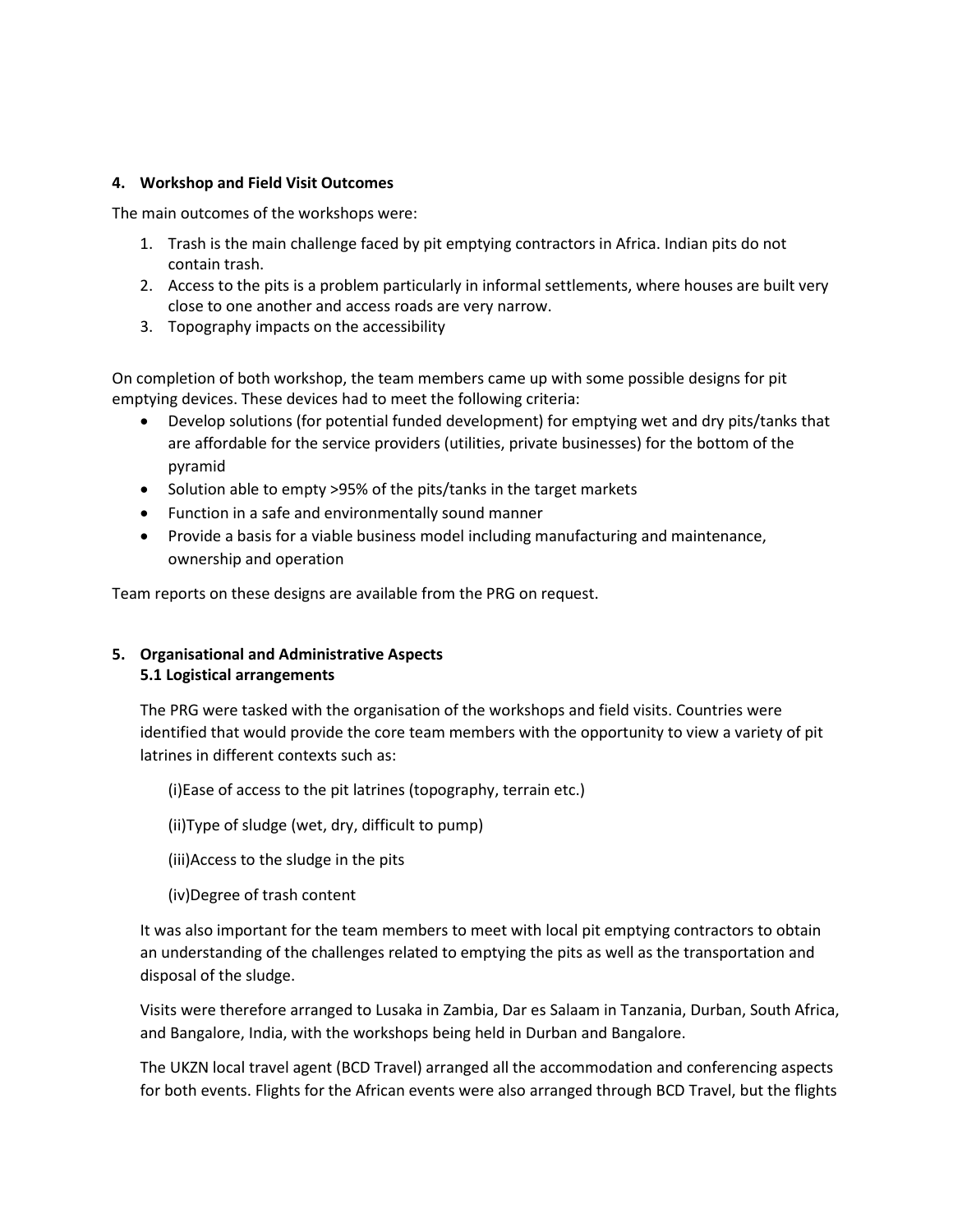## 4. Workshop and Field Visit Outcomes

The main outcomes of the workshops were:

1. Trash is the main challenge faced by pit emptying contractors in Africa. Indian pits do not contain trash.
2. Access to the pits is a problem particularly in informal settlements, where houses are built very close to one another and access roads are very narrow.
3. Topography impacts on the accessibility

On completion of both workshop, the team members came up with some possible designs for pit emptying devices. These devices had to meet the following criteria:

- Develop solutions (for potential funded development) for emptying wet and dry pits/tanks that are affordable for the service providers (utilities, private businesses) for the bottom of the pyramid
- Solution able to empty >95% of the pits/tanks in the target markets
- Function in a safe and environmentally sound manner
- Provide a basis for a viable business model including manufacturing and maintenance, ownership and operation

Team reports on these designs are available from the PRG on request.

## 5. Organisational and Administrative Aspects

### 5.1 Logistical arrangements

The PRG were tasked with the organisation of the workshops and field visits. Countries were identified that would provide the core team members with the opportunity to view a variety of pit latrines in different contexts such as:

(i)Ease of access to the pit latrines (topography, terrain etc.)

(ii)Type of sludge (wet, dry, difficult to pump)

(iii)Access to the sludge in the pits

(iv)Degree of trash content

It was also important for the team members to meet with local pit emptying contractors to obtain an understanding of the challenges related to emptying the pits as well as the transportation and disposal of the sludge.

Visits were therefore arranged to Lusaka in Zambia, Dar es Salaam in Tanzania, Durban, South Africa, and Bangalore, India, with the workshops being held in Durban and Bangalore.

The UKZN local travel agent (BCD Travel) arranged all the accommodation and conferencing aspects for both events. Flights for the African events were also arranged through BCD Travel, but the flights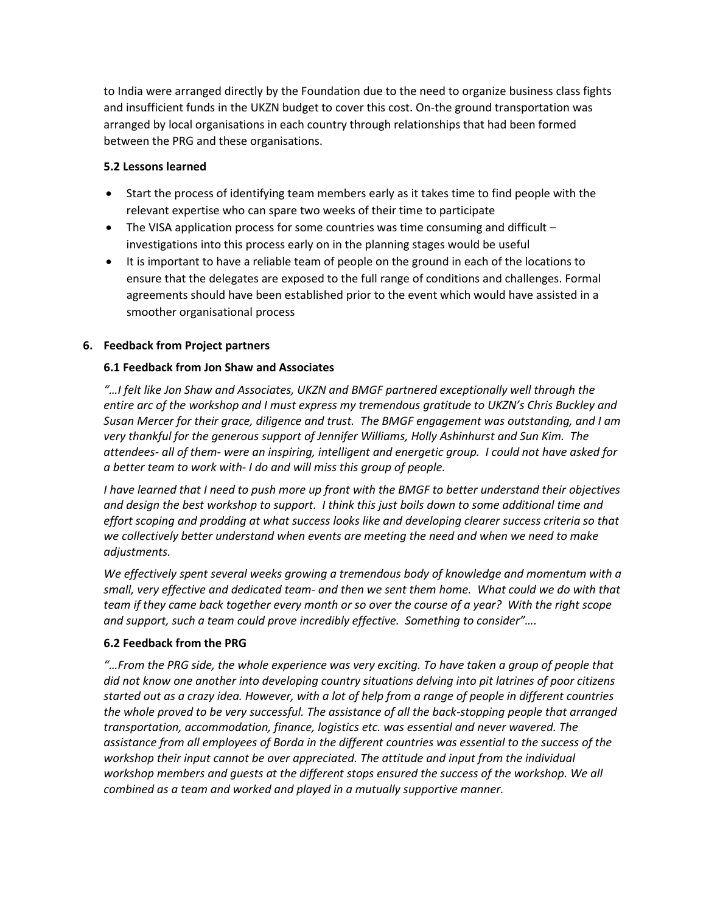to India were arranged directly by the Foundation due to the need to organize business class fights and insufficient funds in the UKZN budget to cover this cost. On-the ground transportation was arranged by local organisations in each country through relationships that had been formed between the PRG and these organisations.

### 5.2 Lessons learned

- Start the process of identifying team members early as it takes time to find people with the relevant expertise who can spare two weeks of their time to participate
- The VISA application process for some countries was time consuming and difficult – investigations into this process early on in the planning stages would be useful
- It is important to have a reliable team of people on the ground in each of the locations to ensure that the delegates are exposed to the full range of conditions and challenges. Formal agreements should have been established prior to the event which would have assisted in a smoother organisational process

## 6. Feedback from Project partners

### 6.1 Feedback from Jon Shaw and Associates

*"…I felt like Jon Shaw and Associates, UKZN and BMGF partnered exceptionally well through the entire arc of the workshop and I must express my tremendous gratitude to UKZN's Chris Buckley and Susan Mercer for their grace, diligence and trust. The BMGF engagement was outstanding, and I am very thankful for the generous support of Jennifer Williams, Holly Ashinhurst and Sun Kim. The attendees- all of them- were an inspiring, intelligent and energetic group. I could not have asked for a better team to work with- I do and will miss this group of people.*

*I have learned that I need to push more up front with the BMGF to better understand their objectives and design the best workshop to support. I think this just boils down to some additional time and effort scoping and prodding at what success looks like and developing clearer success criteria so that we collectively better understand when events are meeting the need and when we need to make adjustments.*

*We effectively spent several weeks growing a tremendous body of knowledge and momentum with a small, very effective and dedicated team- and then we sent them home. What could we do with that team if they came back together every month or so over the course of a year? With the right scope and support, such a team could prove incredibly effective. Something to consider"….*

### 6.2 Feedback from the PRG

*"…From the PRG side, the whole experience was very exciting. To have taken a group of people that did not know one another into developing country situations delving into pit latrines of poor citizens started out as a crazy idea. However, with a lot of help from a range of people in different countries the whole proved to be very successful. The assistance of all the back-stopping people that arranged transportation, accommodation, finance, logistics etc. was essential and never wavered. The assistance from all employees of Borda in the different countries was essential to the success of the workshop their input cannot be over appreciated. The attitude and input from the individual workshop members and guests at the different stops ensured the success of the workshop. We all combined as a team and worked and played in a mutually supportive manner.*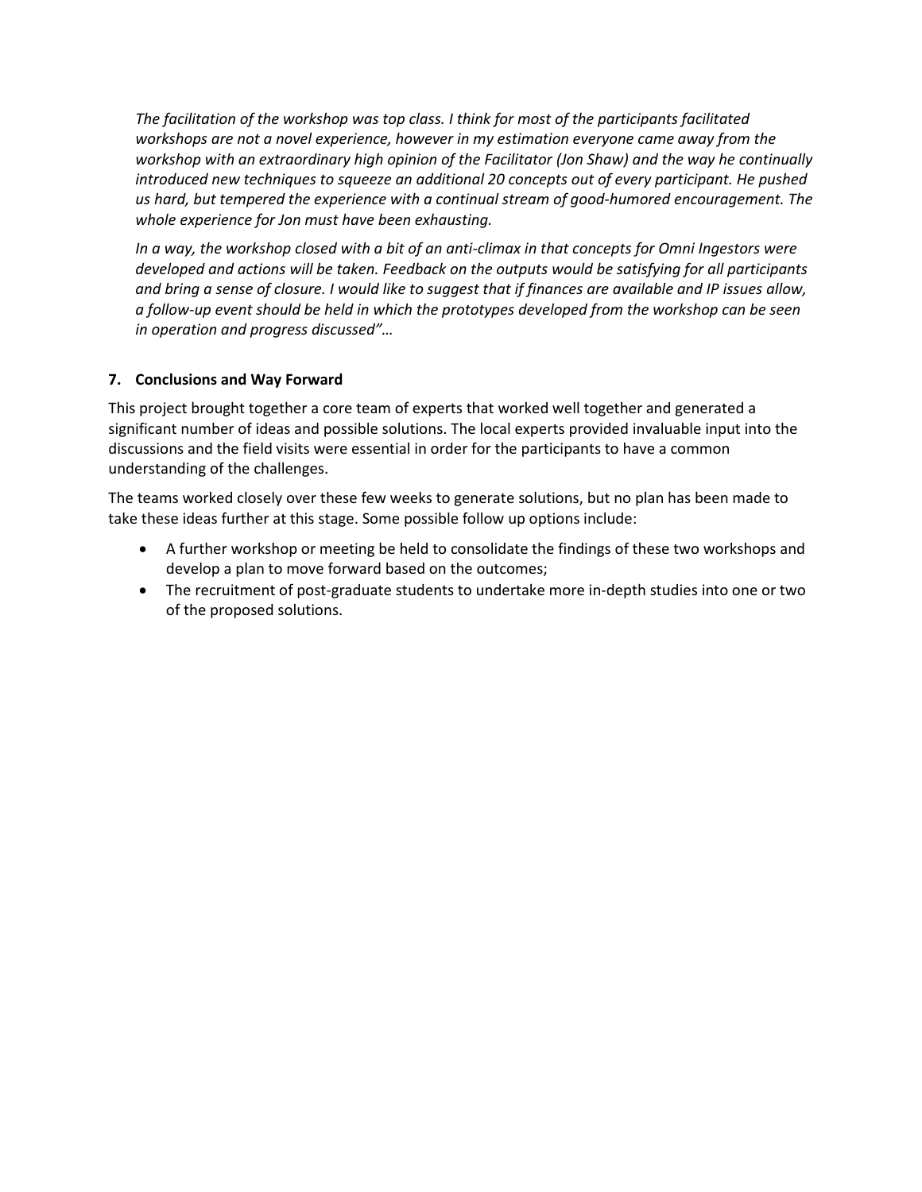*The facilitation of the workshop was top class. I think for most of the participants facilitated workshops are not a novel experience, however in my estimation everyone came away from the workshop with an extraordinary high opinion of the Facilitator (Jon Shaw) and the way he continually introduced new techniques to squeeze an additional 20 concepts out of every participant. He pushed us hard, but tempered the experience with a continual stream of good-humored encouragement. The whole experience for Jon must have been exhausting.*

*In a way, the workshop closed with a bit of an anti-climax in that concepts for Omni Ingestors were developed and actions will be taken. Feedback on the outputs would be satisfying for all participants and bring a sense of closure. I would like to suggest that if finances are available and IP issues allow, a follow-up event should be held in which the prototypes developed from the workshop can be seen in operation and progress discussed"…*

## 7. Conclusions and Way Forward

This project brought together a core team of experts that worked well together and generated a significant number of ideas and possible solutions. The local experts provided invaluable input into the discussions and the field visits were essential in order for the participants to have a common understanding of the challenges.

The teams worked closely over these few weeks to generate solutions, but no plan has been made to take these ideas further at this stage. Some possible follow up options include:

- A further workshop or meeting be held to consolidate the findings of these two workshops and develop a plan to move forward based on the outcomes;
- The recruitment of post-graduate students to undertake more in-depth studies into one or two of the proposed solutions.